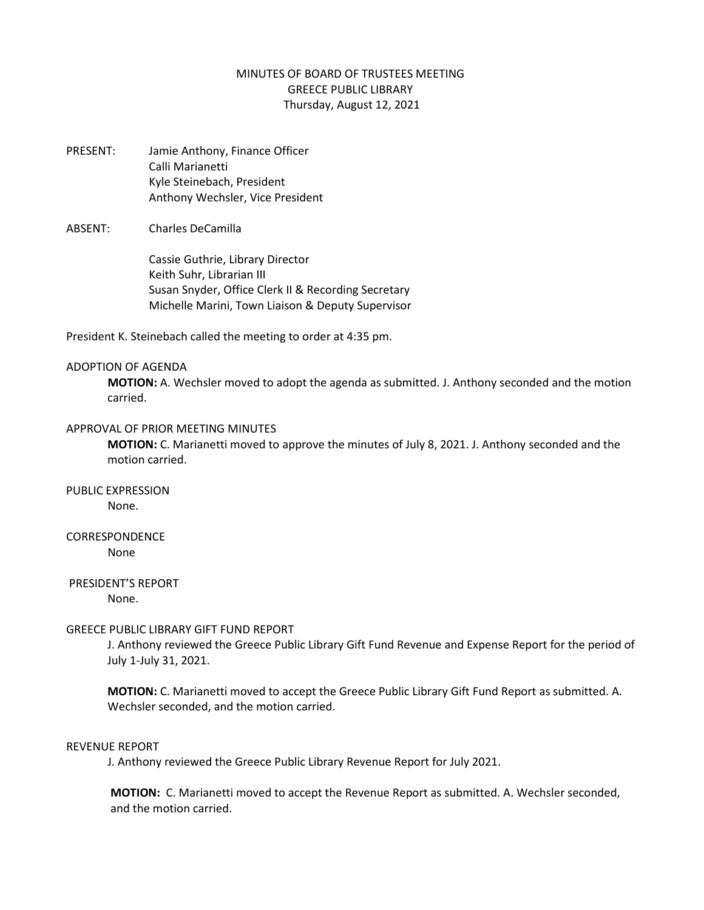MINUTES OF BOARD OF TRUSTEES MEETING
GREECE PUBLIC LIBRARY
Thursday, August 12, 2021

PRESENT: Jamie Anthony, Finance Officer
Calli Marianetti
Kyle Steinebach, President
Anthony Wechsler, Vice President

ABSENT: Charles DeCamilla

Cassie Guthrie, Library Director
Keith Suhr, Librarian III
Susan Snyder, Office Clerk II & Recording Secretary
Michelle Marini, Town Liaison & Deputy Supervisor

President K. Steinebach called the meeting to order at 4:35 pm.

ADOPTION OF AGENDA

**MOTION:** A. Wechsler moved to adopt the agenda as submitted. J. Anthony seconded and the motion carried.

APPROVAL OF PRIOR MEETING MINUTES

**MOTION:** C. Marianetti moved to approve the minutes of July 8, 2021. J. Anthony seconded and the motion carried.

PUBLIC EXPRESSION

None.

CORRESPONDENCE

None

PRESIDENT'S REPORT

None.

GREECE PUBLIC LIBRARY GIFT FUND REPORT

J. Anthony reviewed the Greece Public Library Gift Fund Revenue and Expense Report for the period of July 1-July 31, 2021.

**MOTION:** C. Marianetti moved to accept the Greece Public Library Gift Fund Report as submitted. A. Wechsler seconded, and the motion carried.

REVENUE REPORT

J. Anthony reviewed the Greece Public Library Revenue Report for July 2021.

**MOTION:** C. Marianetti moved to accept the Revenue Report as submitted. A. Wechsler seconded, and the motion carried.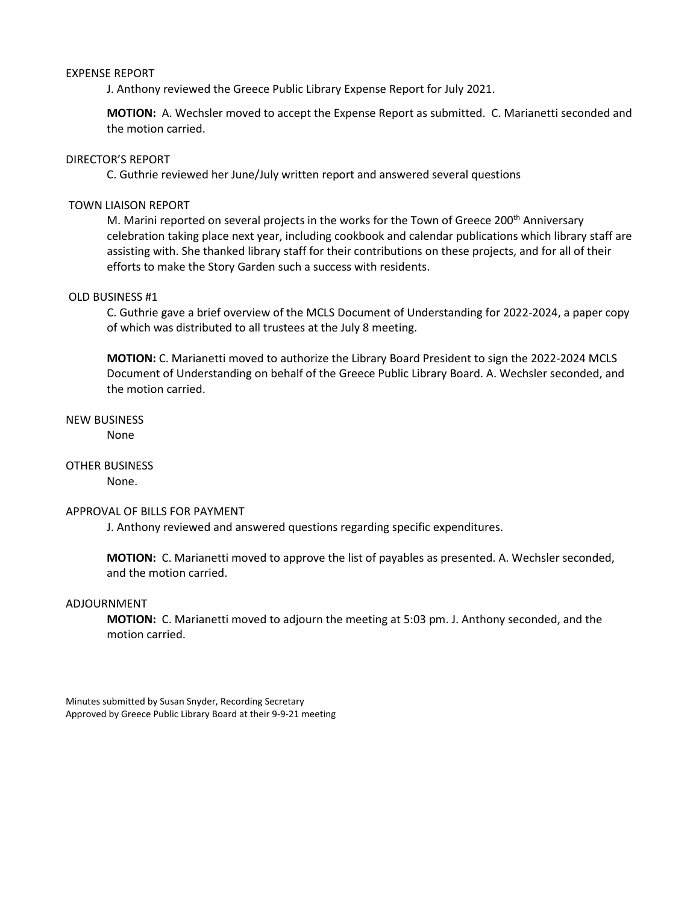EXPENSE REPORT

J. Anthony reviewed the Greece Public Library Expense Report for July 2021.

**MOTION:** A. Wechsler moved to accept the Expense Report as submitted. C. Marianetti seconded and the motion carried.

DIRECTOR'S REPORT

C. Guthrie reviewed her June/July written report and answered several questions

TOWN LIAISON REPORT

M. Marini reported on several projects in the works for the Town of Greece 200th Anniversary celebration taking place next year, including cookbook and calendar publications which library staff are assisting with. She thanked library staff for their contributions on these projects, and for all of their efforts to make the Story Garden such a success with residents.

OLD BUSINESS #1

C. Guthrie gave a brief overview of the MCLS Document of Understanding for 2022-2024, a paper copy of which was distributed to all trustees at the July 8 meeting.

**MOTION:** C. Marianetti moved to authorize the Library Board President to sign the 2022-2024 MCLS Document of Understanding on behalf of the Greece Public Library Board. A. Wechsler seconded, and the motion carried.

NEW BUSINESS

None

OTHER BUSINESS

None.

APPROVAL OF BILLS FOR PAYMENT

J. Anthony reviewed and answered questions regarding specific expenditures.

**MOTION:** C. Marianetti moved to approve the list of payables as presented. A. Wechsler seconded, and the motion carried.

ADJOURNMENT

**MOTION:** C. Marianetti moved to adjourn the meeting at 5:03 pm. J. Anthony seconded, and the motion carried.

Minutes submitted by Susan Snyder, Recording Secretary
Approved by Greece Public Library Board at their 9-9-21 meeting